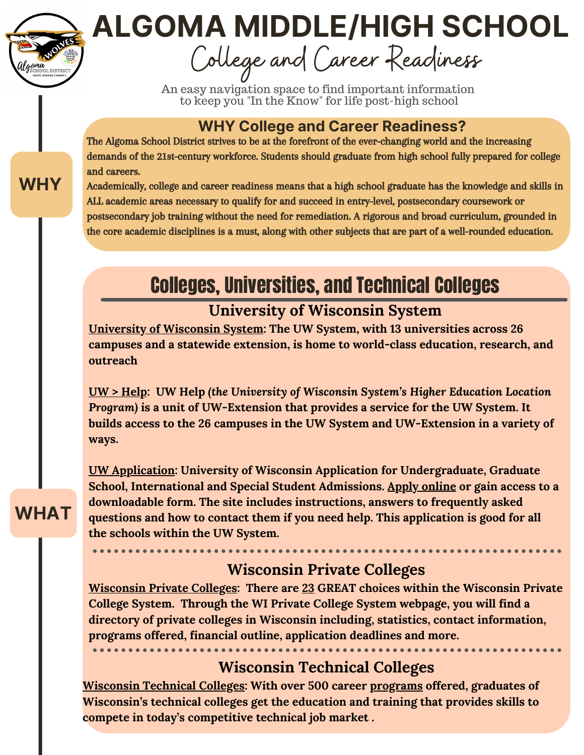# ALGOMA MIDDLE/HIGH SCHOOL

## College and Career Readiness

An easy navigation space to find important information to keep you "In the Know" for life post-high school

**WHY**

## WHY College and Career Readiness?

The Algoma School District strives to be at the forefront of the ever-changing world and the increasing demands of the 21st-century workforce. Students should graduate from high school fully prepared for college and careers.

Academically, college and career readiness means that a high school graduate has the knowledge and skills in ALL academic areas necessary to qualify for and succeed in entry-level, postsecondary coursework or postsecondary job training without the need for remediation. A rigorous and broad curriculum, grounded in the core academic disciplines is a must, along with other subjects that are part of a well-rounded education.

**WHAT**

## Colleges, Universities, and Technical Colleges

### University of Wisconsin System

**University of Wisconsin System: The UW System, with 13 universities across 26 campuses and a statewide extension, is home to world-class education, research, and outreach**

**UW > Help:** UW Help ***(the University of Wisconsin System's Higher Education Location Program)*** **is a unit of UW-Extension that provides a service for the UW System. It builds access to the 26 campuses in the UW System and UW-Extension in a variety of ways.**

**UW Application: University of Wisconsin Application for Undergraduate, Graduate School, International and Special Student Admissions. Apply online or gain access to a downloadable form. The site includes instructions, answers to frequently asked questions and how to contact them if you need help. This application is good for all the schools within the UW System.**

### Wisconsin Private Colleges

**Wisconsin Private Colleges: There are 23 GREAT choices within the Wisconsin Private College System. Through the WI Private College System webpage, you will find a directory of private colleges in Wisconsin including, statistics, contact information, programs offered, financial outline, application deadlines and more.**

### Wisconsin Technical Colleges

**Wisconsin Technical Colleges: With over 500 career programs offered, graduates of Wisconsin's technical colleges get the education and training that provides skills to compete in today's competitive technical job market .**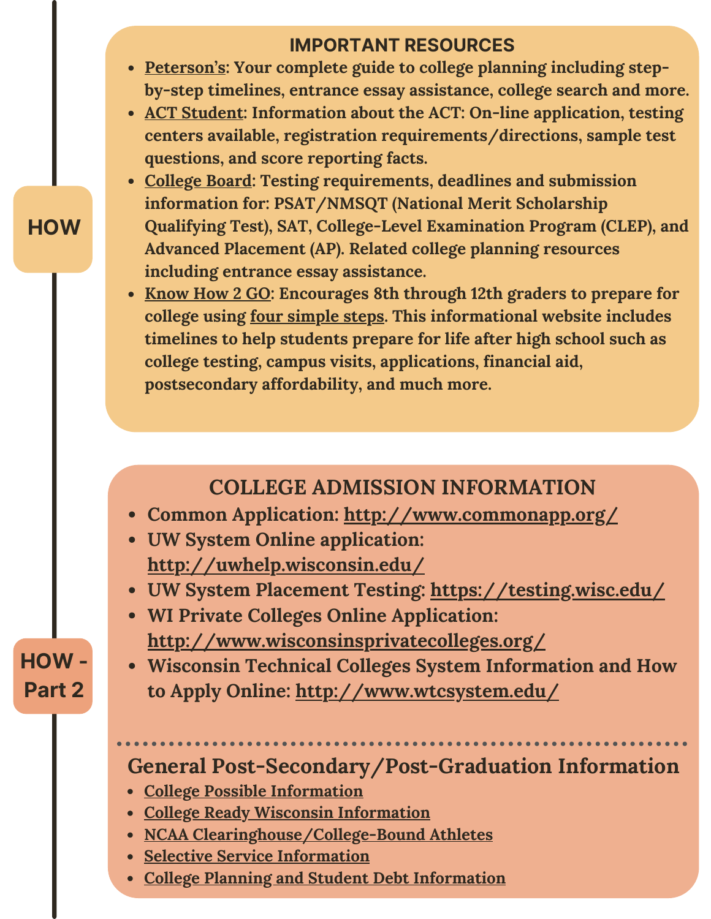HOW

## IMPORTANT RESOURCES

- Peterson's: Your complete guide to college planning including step-by-step timelines, entrance essay assistance, college search and more.
- ACT Student: Information about the ACT: On-line application, testing centers available, registration requirements/directions, sample test questions, and score reporting facts.
- College Board: Testing requirements, deadlines and submission information for: PSAT/NMSQT (National Merit Scholarship Qualifying Test), SAT, College-Level Examination Program (CLEP), and Advanced Placement (AP). Related college planning resources including entrance essay assistance.
- Know How 2 GO: Encourages 8th through 12th graders to prepare for college using four simple steps. This informational website includes timelines to help students prepare for life after high school such as college testing, campus visits, applications, financial aid, postsecondary affordability, and much more.

HOW - Part 2

## COLLEGE ADMISSION INFORMATION

- Common Application: http://www.commonapp.org/
- UW System Online application: http://uwhelp.wisconsin.edu/
- UW System Placement Testing: https://testing.wisc.edu/
- WI Private Colleges Online Application: http://www.wisconsinsprivatecolleges.org/
- Wisconsin Technical Colleges System Information and How to Apply Online: http://www.wtcsystem.edu/

## General Post-Secondary/Post-Graduation Information

- College Possible Information
- College Ready Wisconsin Information
- NCAA Clearinghouse/College-Bound Athletes
- Selective Service Information
- College Planning and Student Debt Information